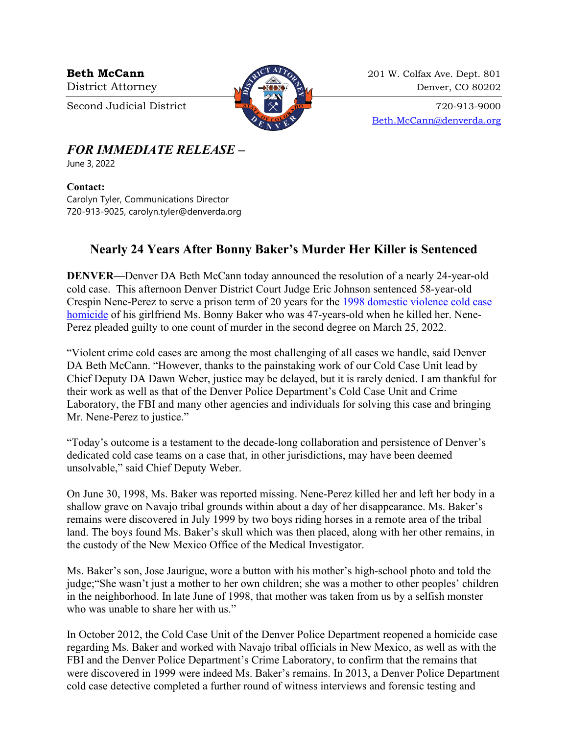**Beth McCann**
District Attorney

Second Judicial District

201 W. Colfax Ave. Dept. 801
Denver, CO 80202

720-913-9000
Beth.McCann@denverda.org

***FOR IMMEDIATE RELEASE –***
June 3, 2022

**Contact:**
Carolyn Tyler, Communications Director
720-913-9025, carolyn.tyler@denverda.org

## Nearly 24 Years After Bonny Baker's Murder Her Killer is Sentenced

**DENVER**—Denver DA Beth McCann today announced the resolution of a nearly 24-year-old cold case. This afternoon Denver District Court Judge Eric Johnson sentenced 58-year-old Crespin Nene-Perez to serve a prison term of 20 years for the 1998 domestic violence cold case homicide of his girlfriend Ms. Bonny Baker who was 47-years-old when he killed her. Nene-Perez pleaded guilty to one count of murder in the second degree on March 25, 2022.

"Violent crime cold cases are among the most challenging of all cases we handle, said Denver DA Beth McCann. "However, thanks to the painstaking work of our Cold Case Unit lead by Chief Deputy DA Dawn Weber, justice may be delayed, but it is rarely denied. I am thankful for their work as well as that of the Denver Police Department's Cold Case Unit and Crime Laboratory, the FBI and many other agencies and individuals for solving this case and bringing Mr. Nene-Perez to justice."

"Today's outcome is a testament to the decade-long collaboration and persistence of Denver's dedicated cold case teams on a case that, in other jurisdictions, may have been deemed unsolvable," said Chief Deputy Weber.

On June 30, 1998, Ms. Baker was reported missing. Nene-Perez killed her and left her body in a shallow grave on Navajo tribal grounds within about a day of her disappearance. Ms. Baker's remains were discovered in July 1999 by two boys riding horses in a remote area of the tribal land. The boys found Ms. Baker's skull which was then placed, along with her other remains, in the custody of the New Mexico Office of the Medical Investigator.

Ms. Baker's son, Jose Jaurigue, wore a button with his mother's high-school photo and told the judge;"She wasn't just a mother to her own children; she was a mother to other peoples' children in the neighborhood. In late June of 1998, that mother was taken from us by a selfish monster who was unable to share her with us."

In October 2012, the Cold Case Unit of the Denver Police Department reopened a homicide case regarding Ms. Baker and worked with Navajo tribal officials in New Mexico, as well as with the FBI and the Denver Police Department's Crime Laboratory, to confirm that the remains that were discovered in 1999 were indeed Ms. Baker's remains. In 2013, a Denver Police Department cold case detective completed a further round of witness interviews and forensic testing and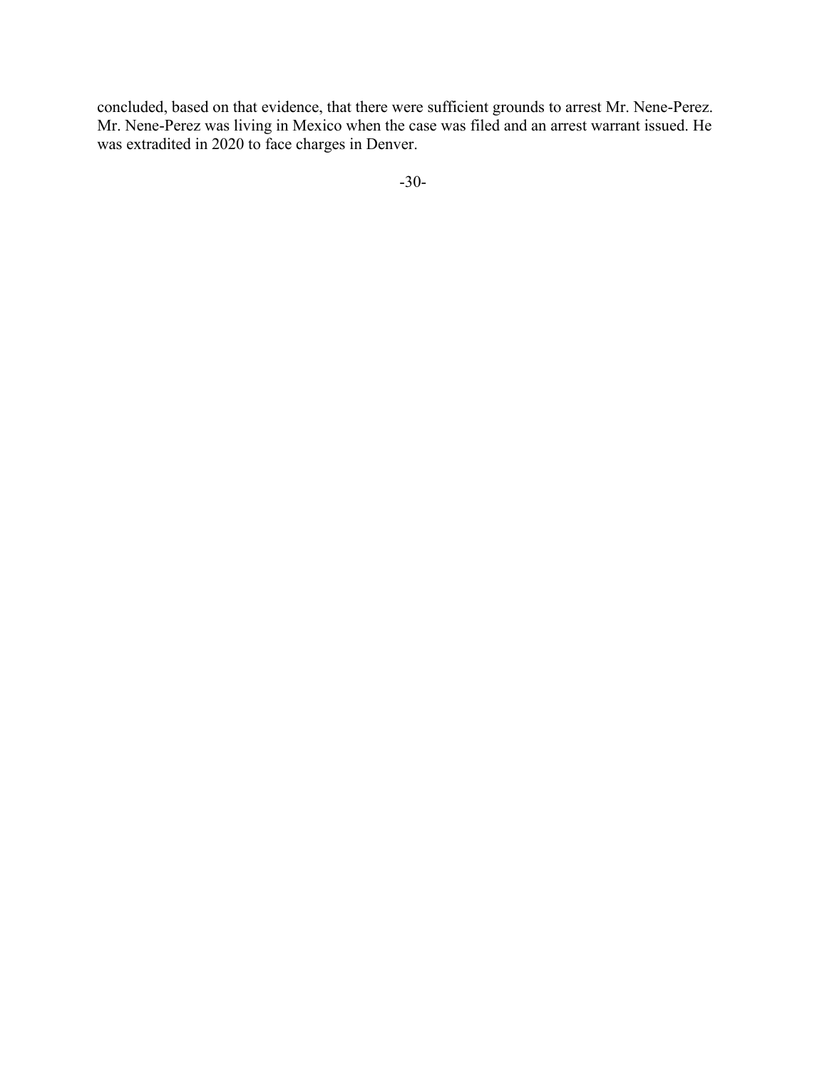concluded, based on that evidence, that there were sufficient grounds to arrest Mr. Nene-Perez. Mr. Nene-Perez was living in Mexico when the case was filed and an arrest warrant issued. He was extradited in 2020 to face charges in Denver.

-30-